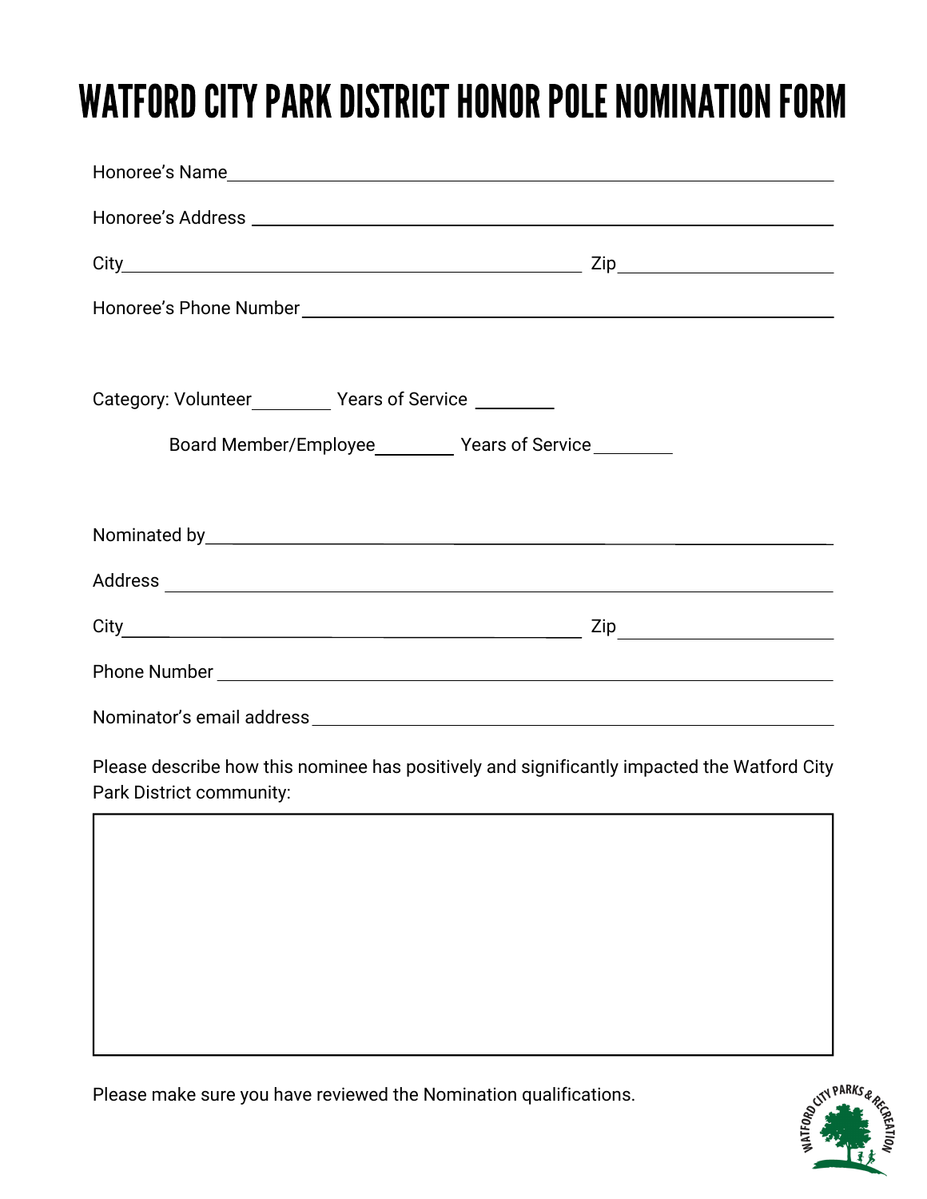# WATFORD CITY PARK DISTRICT HONOR POLE NOMINATION FORM

Honoree's Name______________________________________________

Honoree's Address ___________________________________________

City_________________________________ Zip_________________

Honoree's Phone Number______________________________________

Category: Volunteer________ Years of Service ________

Board Member/Employee________ Years of Service ________

Nominated by________________________________________________

Address ____________________________________________________

City_________________________________ Zip_________________

Phone Number _______________________________________________

Nominator's email address ___________________________________

Please describe how this nominee has positively and significantly impacted the Watford City Park District community:

|  |
|---|
|  |

Please make sure you have reviewed the Nomination qualifications.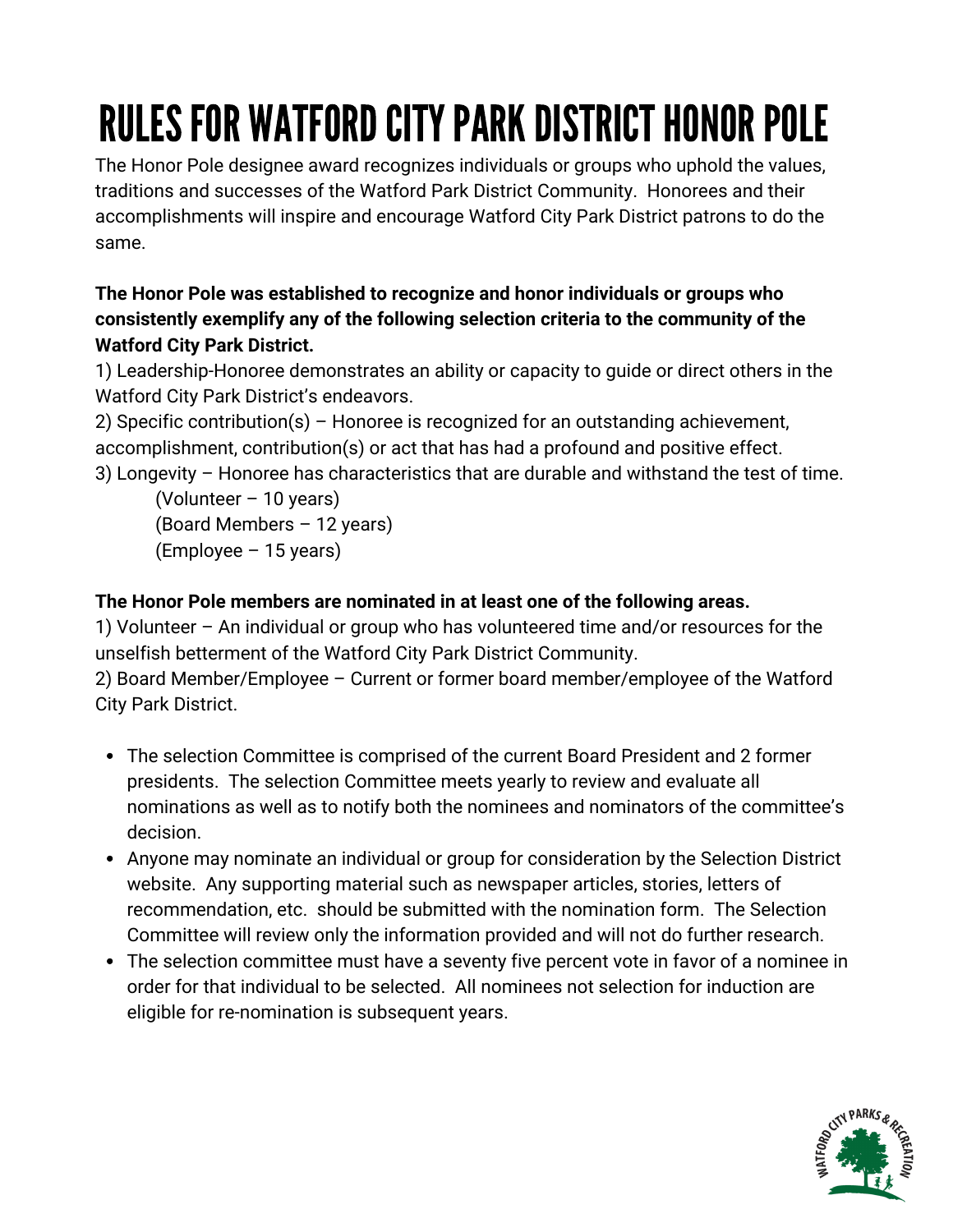# RULES FOR WATFORD CITY PARK DISTRICT HONOR POLE

The Honor Pole designee award recognizes individuals or groups who uphold the values, traditions and successes of the Watford Park District Community. Honorees and their accomplishments will inspire and encourage Watford City Park District patrons to do the same.

**The Honor Pole was established to recognize and honor individuals or groups who consistently exemplify any of the following selection criteria to the community of the Watford City Park District.**

1) Leadership-Honoree demonstrates an ability or capacity to guide or direct others in the Watford City Park District's endeavors.

2) Specific contribution(s) – Honoree is recognized for an outstanding achievement, accomplishment, contribution(s) or act that has had a profound and positive effect.

3) Longevity – Honoree has characteristics that are durable and withstand the test of time.
   (Volunteer – 10 years)
   (Board Members – 12 years)
   (Employee – 15 years)

**The Honor Pole members are nominated in at least one of the following areas.**

1) Volunteer – An individual or group who has volunteered time and/or resources for the unselfish betterment of the Watford City Park District Community.

2) Board Member/Employee – Current or former board member/employee of the Watford City Park District.

- The selection Committee is comprised of the current Board President and 2 former presidents. The selection Committee meets yearly to review and evaluate all nominations as well as to notify both the nominees and nominators of the committee's decision.
- Anyone may nominate an individual or group for consideration by the Selection District website. Any supporting material such as newspaper articles, stories, letters of recommendation, etc. should be submitted with the nomination form. The Selection Committee will review only the information provided and will not do further research.
- The selection committee must have a seventy five percent vote in favor of a nominee in order for that individual to be selected. All nominees not selection for induction are eligible for re-nomination is subsequent years.